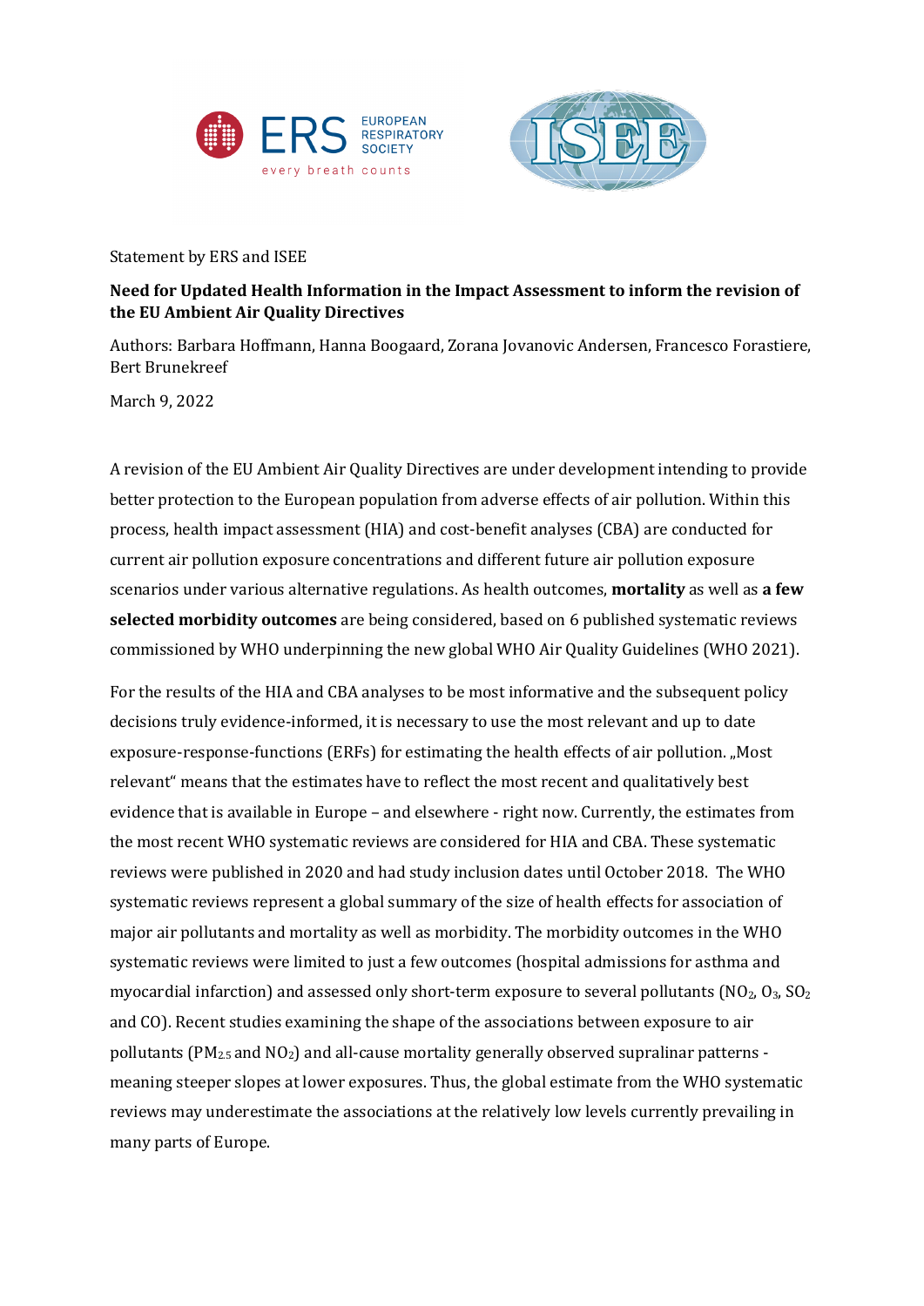Statement by ERS and ISEE

**Need for Updated Health Information in the Impact Assessment to inform the revision of the EU Ambient Air Quality Directives**

Authors: Barbara Hoffmann, Hanna Boogaard, Zorana Jovanovic Andersen, Francesco Forastiere, Bert Brunekreef

March 9, 2022

A revision of the EU Ambient Air Quality Directives are under development intending to provide better protection to the European population from adverse effects of air pollution. Within this process, health impact assessment (HIA) and cost-benefit analyses (CBA) are conducted for current air pollution exposure concentrations and different future air pollution exposure scenarios under various alternative regulations. As health outcomes, **mortality** as well as **a few selected morbidity outcomes** are being considered, based on 6 published systematic reviews commissioned by WHO underpinning the new global WHO Air Quality Guidelines (WHO 2021).

For the results of the HIA and CBA analyses to be most informative and the subsequent policy decisions truly evidence-informed, it is necessary to use the most relevant and up to date exposure-response-functions (ERFs) for estimating the health effects of air pollution. „Most relevant" means that the estimates have to reflect the most recent and qualitatively best evidence that is available in Europe – and elsewhere - right now. Currently, the estimates from the most recent WHO systematic reviews are considered for HIA and CBA. These systematic reviews were published in 2020 and had study inclusion dates until October 2018. The WHO systematic reviews represent a global summary of the size of health effects for association of major air pollutants and mortality as well as morbidity. The morbidity outcomes in the WHO systematic reviews were limited to just a few outcomes (hospital admissions for asthma and myocardial infarction) and assessed only short-term exposure to several pollutants ($NO_2$, $O_3$, $SO_2$ and CO). Recent studies examining the shape of the associations between exposure to air pollutants ($PM_{2.5}$ and $NO_2$) and all-cause mortality generally observed supralinar patterns - meaning steeper slopes at lower exposures. Thus, the global estimate from the WHO systematic reviews may underestimate the associations at the relatively low levels currently prevailing in many parts of Europe.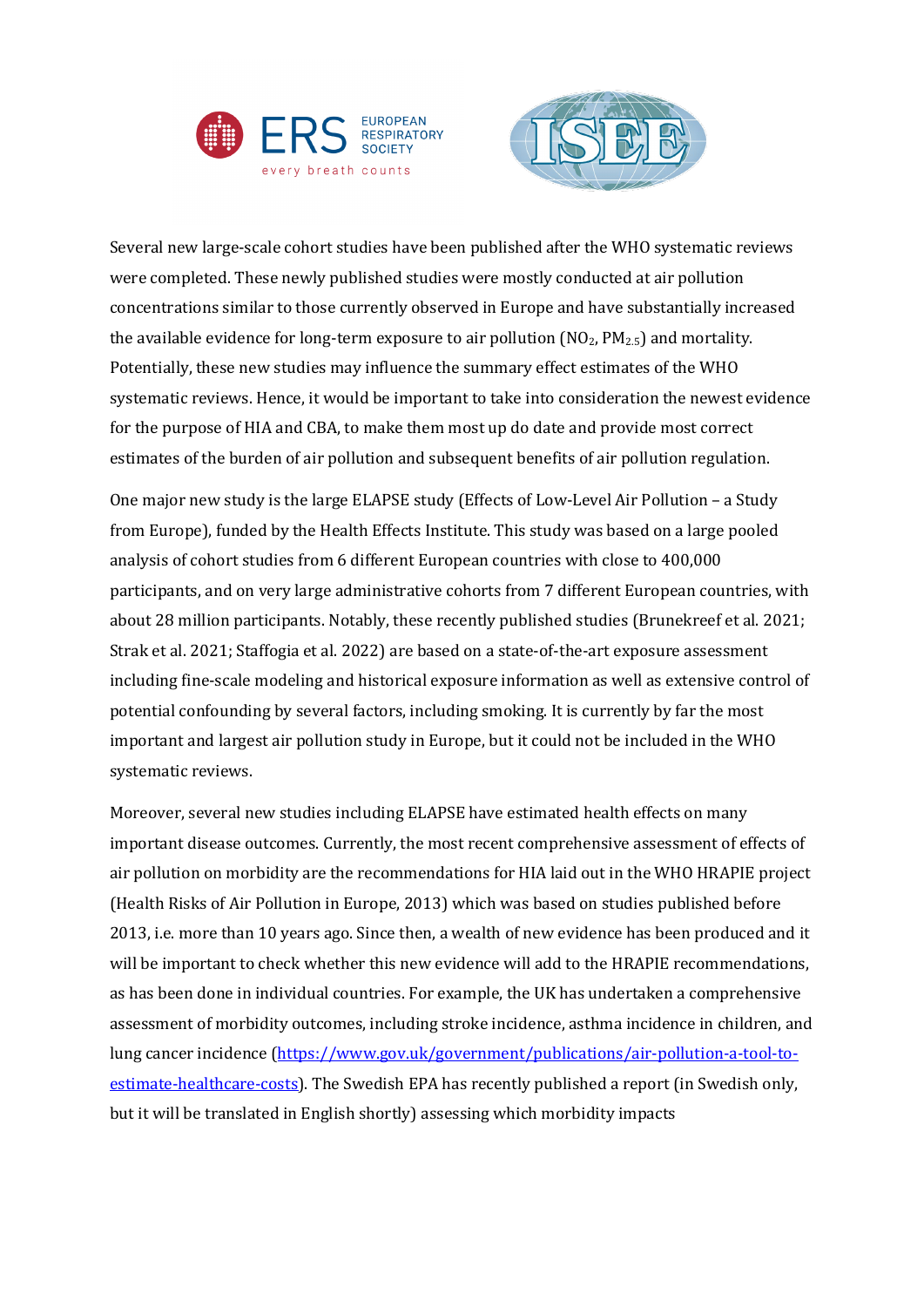Several new large-scale cohort studies have been published after the WHO systematic reviews were completed. These newly published studies were mostly conducted at air pollution concentrations similar to those currently observed in Europe and have substantially increased the available evidence for long-term exposure to air pollution ($NO_2$, $PM_{2.5}$) and mortality. Potentially, these new studies may influence the summary effect estimates of the WHO systematic reviews. Hence, it would be important to take into consideration the newest evidence for the purpose of HIA and CBA, to make them most up do date and provide most correct estimates of the burden of air pollution and subsequent benefits of air pollution regulation.

One major new study is the large ELAPSE study (Effects of Low-Level Air Pollution – a Study from Europe), funded by the Health Effects Institute. This study was based on a large pooled analysis of cohort studies from 6 different European countries with close to 400,000 participants, and on very large administrative cohorts from 7 different European countries, with about 28 million participants. Notably, these recently published studies (Brunekreef et al. 2021; Strak et al. 2021; Staffogia et al. 2022) are based on a state-of-the-art exposure assessment including fine-scale modeling and historical exposure information as well as extensive control of potential confounding by several factors, including smoking. It is currently by far the most important and largest air pollution study in Europe, but it could not be included in the WHO systematic reviews.

Moreover, several new studies including ELAPSE have estimated health effects on many important disease outcomes. Currently, the most recent comprehensive assessment of effects of air pollution on morbidity are the recommendations for HIA laid out in the WHO HRAPIE project (Health Risks of Air Pollution in Europe, 2013) which was based on studies published before 2013, i.e. more than 10 years ago. Since then, a wealth of new evidence has been produced and it will be important to check whether this new evidence will add to the HRAPIE recommendations, as has been done in individual countries. For example, the UK has undertaken a comprehensive assessment of morbidity outcomes, including stroke incidence, asthma incidence in children, and lung cancer incidence ([https://www.gov.uk/government/publications/air-pollution-a-tool-to-estimate-healthcare-costs](https://www.gov.uk/government/publications/air-pollution-a-tool-to-estimate-healthcare-costs)). The Swedish EPA has recently published a report (in Swedish only, but it will be translated in English shortly) assessing which morbidity impacts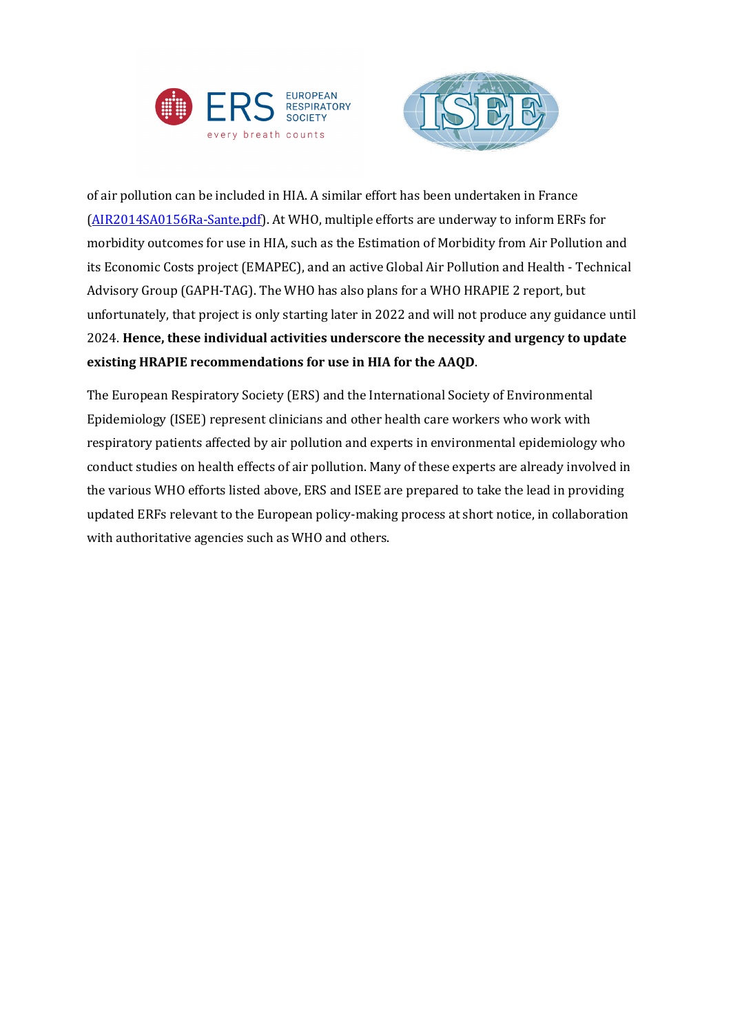of air pollution can be included in HIA. A similar effort has been undertaken in France (AIR2014SA0156Ra-Sante.pdf). At WHO, multiple efforts are underway to inform ERFs for morbidity outcomes for use in HIA, such as the Estimation of Morbidity from Air Pollution and its Economic Costs project (EMAPEC), and an active Global Air Pollution and Health - Technical Advisory Group (GAPH-TAG). The WHO has also plans for a WHO HRAPIE 2 report, but unfortunately, that project is only starting later in 2022 and will not produce any guidance until 2024. **Hence, these individual activities underscore the necessity and urgency to update existing HRAPIE recommendations for use in HIA for the AAQD**.

The European Respiratory Society (ERS) and the International Society of Environmental Epidemiology (ISEE) represent clinicians and other health care workers who work with respiratory patients affected by air pollution and experts in environmental epidemiology who conduct studies on health effects of air pollution. Many of these experts are already involved in the various WHO efforts listed above, ERS and ISEE are prepared to take the lead in providing updated ERFs relevant to the European policy-making process at short notice, in collaboration with authoritative agencies such as WHO and others.